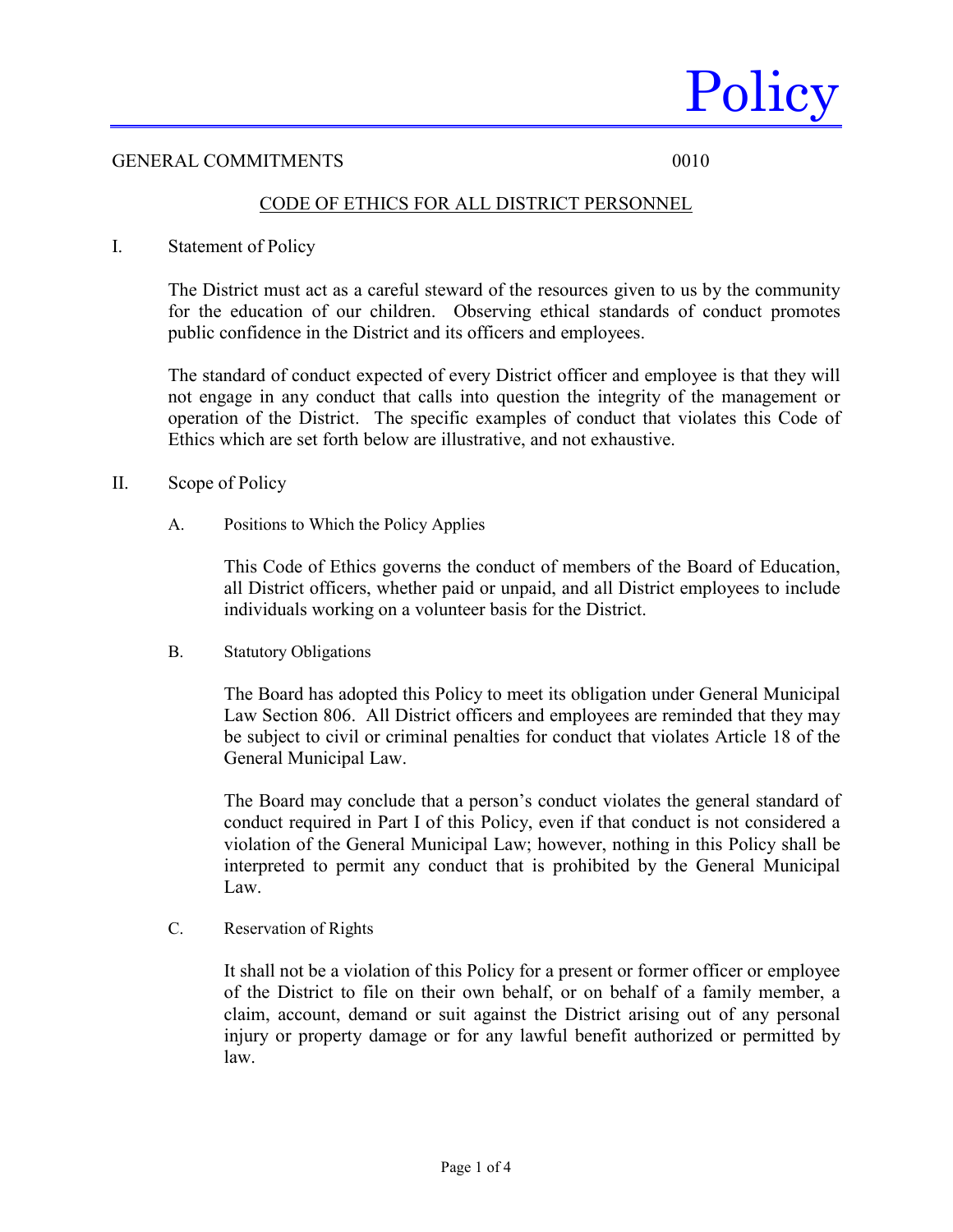# Policy

GENERAL COMMITMENTS 0010

## CODE OF ETHICS FOR ALL DISTRICT PERSONNEL

### I. Statement of Policy

The District must act as a careful steward of the resources given to us by the community for the education of our children. Observing ethical standards of conduct promotes public confidence in the District and its officers and employees.

The standard of conduct expected of every District officer and employee is that they will not engage in any conduct that calls into question the integrity of the management or operation of the District. The specific examples of conduct that violates this Code of Ethics which are set forth below are illustrative, and not exhaustive.

### II. Scope of Policy

#### A. Positions to Which the Policy Applies

This Code of Ethics governs the conduct of members of the Board of Education, all District officers, whether paid or unpaid, and all District employees to include individuals working on a volunteer basis for the District.

#### B. Statutory Obligations

The Board has adopted this Policy to meet its obligation under General Municipal Law Section 806. All District officers and employees are reminded that they may be subject to civil or criminal penalties for conduct that violates Article 18 of the General Municipal Law.

The Board may conclude that a person's conduct violates the general standard of conduct required in Part I of this Policy, even if that conduct is not considered a violation of the General Municipal Law; however, nothing in this Policy shall be interpreted to permit any conduct that is prohibited by the General Municipal Law.

#### C. Reservation of Rights

It shall not be a violation of this Policy for a present or former officer or employee of the District to file on their own behalf, or on behalf of a family member, a claim, account, demand or suit against the District arising out of any personal injury or property damage or for any lawful benefit authorized or permitted by law.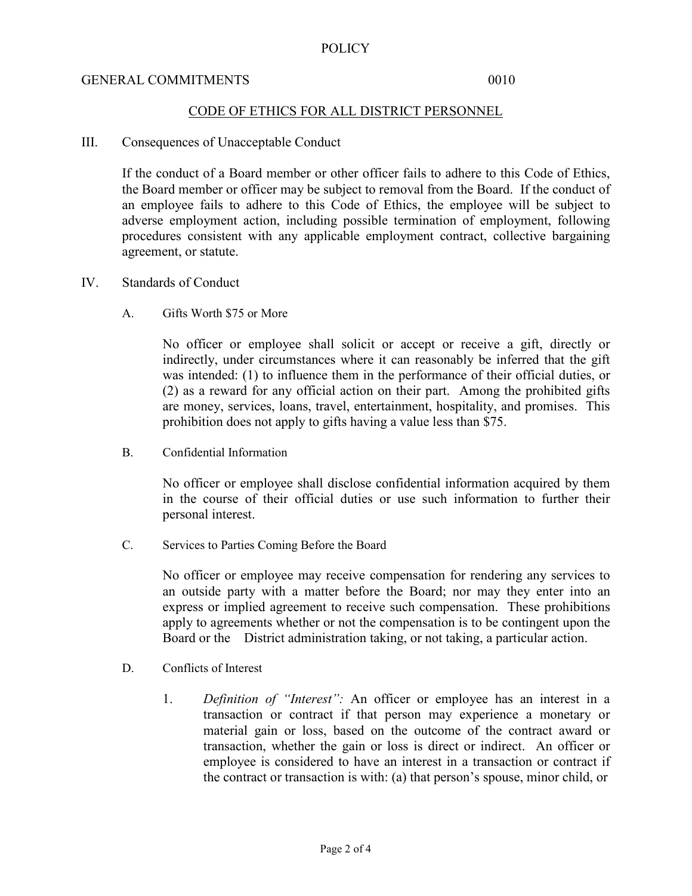POLICY

GENERAL COMMITMENTS 0010

CODE OF ETHICS FOR ALL DISTRICT PERSONNEL

III. Consequences of Unacceptable Conduct

If the conduct of a Board member or other officer fails to adhere to this Code of Ethics, the Board member or officer may be subject to removal from the Board. If the conduct of an employee fails to adhere to this Code of Ethics, the employee will be subject to adverse employment action, including possible termination of employment, following procedures consistent with any applicable employment contract, collective bargaining agreement, or statute.

IV. Standards of Conduct

A. Gifts Worth $75 or More

No officer or employee shall solicit or accept or receive a gift, directly or indirectly, under circumstances where it can reasonably be inferred that the gift was intended: (1) to influence them in the performance of their official duties, or (2) as a reward for any official action on their part. Among the prohibited gifts are money, services, loans, travel, entertainment, hospitality, and promises. This prohibition does not apply to gifts having a value less than $75.

B. Confidential Information

No officer or employee shall disclose confidential information acquired by them in the course of their official duties or use such information to further their personal interest.

C. Services to Parties Coming Before the Board

No officer or employee may receive compensation for rendering any services to an outside party with a matter before the Board; nor may they enter into an express or implied agreement to receive such compensation. These prohibitions apply to agreements whether or not the compensation is to be contingent upon the Board or the District administration taking, or not taking, a particular action.

D. Conflicts of Interest

1. *Definition of "Interest":* An officer or employee has an interest in a transaction or contract if that person may experience a monetary or material gain or loss, based on the outcome of the contract award or transaction, whether the gain or loss is direct or indirect. An officer or employee is considered to have an interest in a transaction or contract if the contract or transaction is with: (a) that person's spouse, minor child, or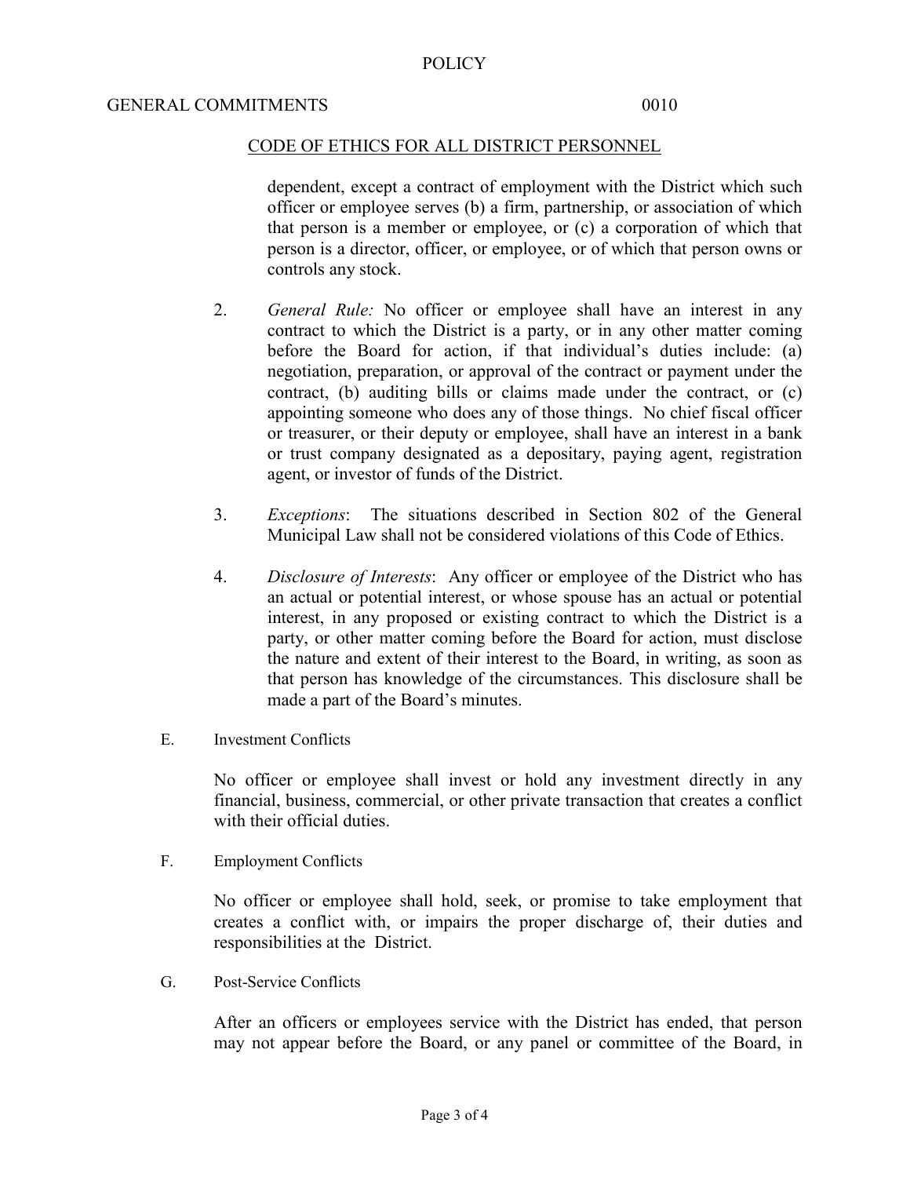dependent, except a contract of employment with the District which such officer or employee serves (b) a firm, partnership, or association of which that person is a member or employee, or (c) a corporation of which that person is a director, officer, or employee, or of which that person owns or controls any stock.

2. *General Rule:* No officer or employee shall have an interest in any contract to which the District is a party, or in any other matter coming before the Board for action, if that individual's duties include: (a) negotiation, preparation, or approval of the contract or payment under the contract, (b) auditing bills or claims made under the contract, or (c) appointing someone who does any of those things. No chief fiscal officer or treasurer, or their deputy or employee, shall have an interest in a bank or trust company designated as a depositary, paying agent, registration agent, or investor of funds of the District.

3. *Exceptions*: The situations described in Section 802 of the General Municipal Law shall not be considered violations of this Code of Ethics.

4. *Disclosure of Interests*: Any officer or employee of the District who has an actual or potential interest, or whose spouse has an actual or potential interest, in any proposed or existing contract to which the District is a party, or other matter coming before the Board for action, must disclose the nature and extent of their interest to the Board, in writing, as soon as that person has knowledge of the circumstances. This disclosure shall be made a part of the Board's minutes.

E. Investment Conflicts

No officer or employee shall invest or hold any investment directly in any financial, business, commercial, or other private transaction that creates a conflict with their official duties.

F. Employment Conflicts

No officer or employee shall hold, seek, or promise to take employment that creates a conflict with, or impairs the proper discharge of, their duties and responsibilities at the District.

G. Post-Service Conflicts

After an officers or employees service with the District has ended, that person may not appear before the Board, or any panel or committee of the Board, in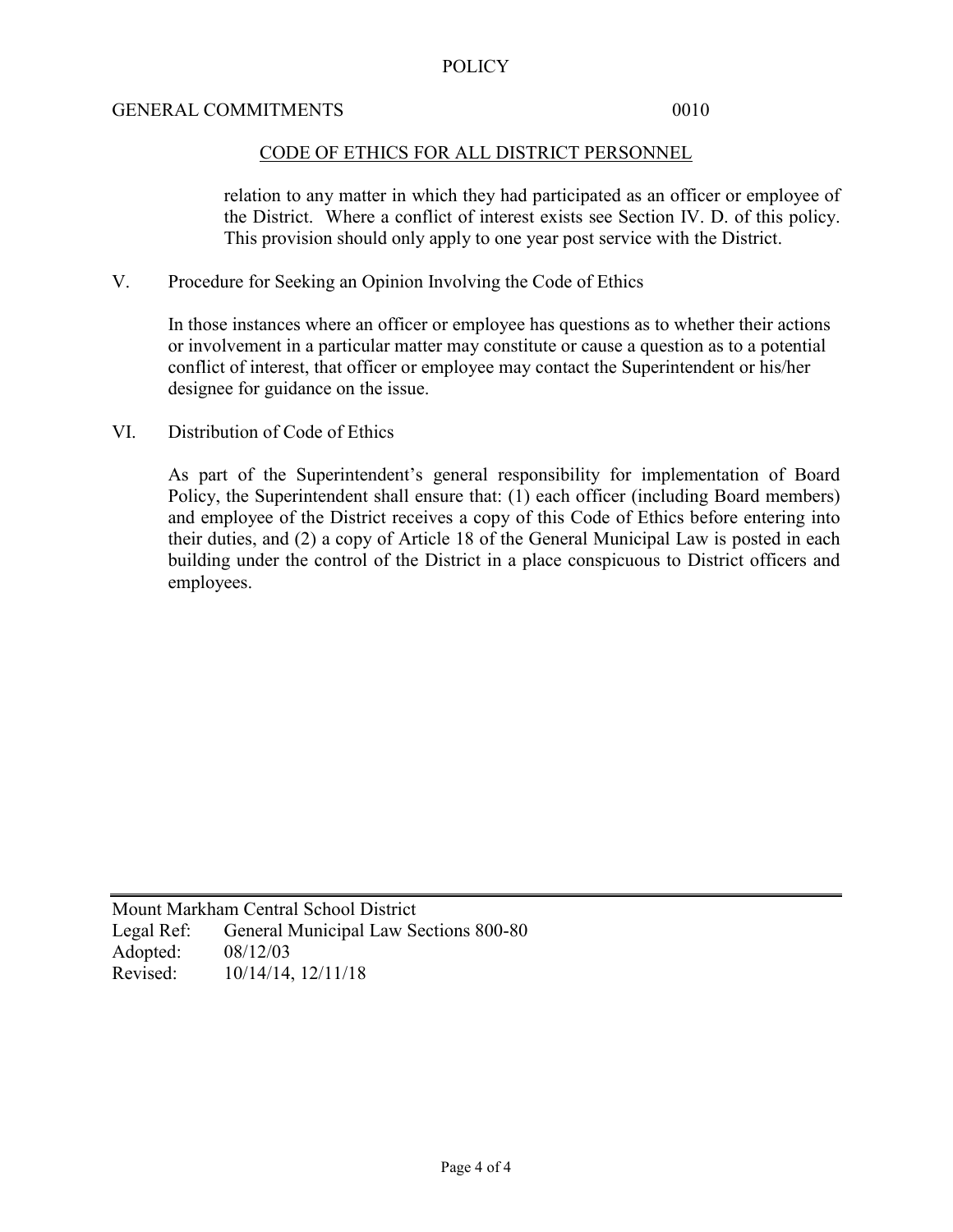relation to any matter in which they had participated as an officer or employee of the District. Where a conflict of interest exists see Section IV. D. of this policy. This provision should only apply to one year post service with the District.

V. Procedure for Seeking an Opinion Involving the Code of Ethics

In those instances where an officer or employee has questions as to whether their actions or involvement in a particular matter may constitute or cause a question as to a potential conflict of interest, that officer or employee may contact the Superintendent or his/her designee for guidance on the issue.

VI. Distribution of Code of Ethics

As part of the Superintendent's general responsibility for implementation of Board Policy, the Superintendent shall ensure that: (1) each officer (including Board members) and employee of the District receives a copy of this Code of Ethics before entering into their duties, and (2) a copy of Article 18 of the General Municipal Law is posted in each building under the control of the District in a place conspicuous to District officers and employees.

---

Mount Markham Central School District
Legal Ref: General Municipal Law Sections 800-80
Adopted: 08/12/03
Revised: 10/14/14, 12/11/18